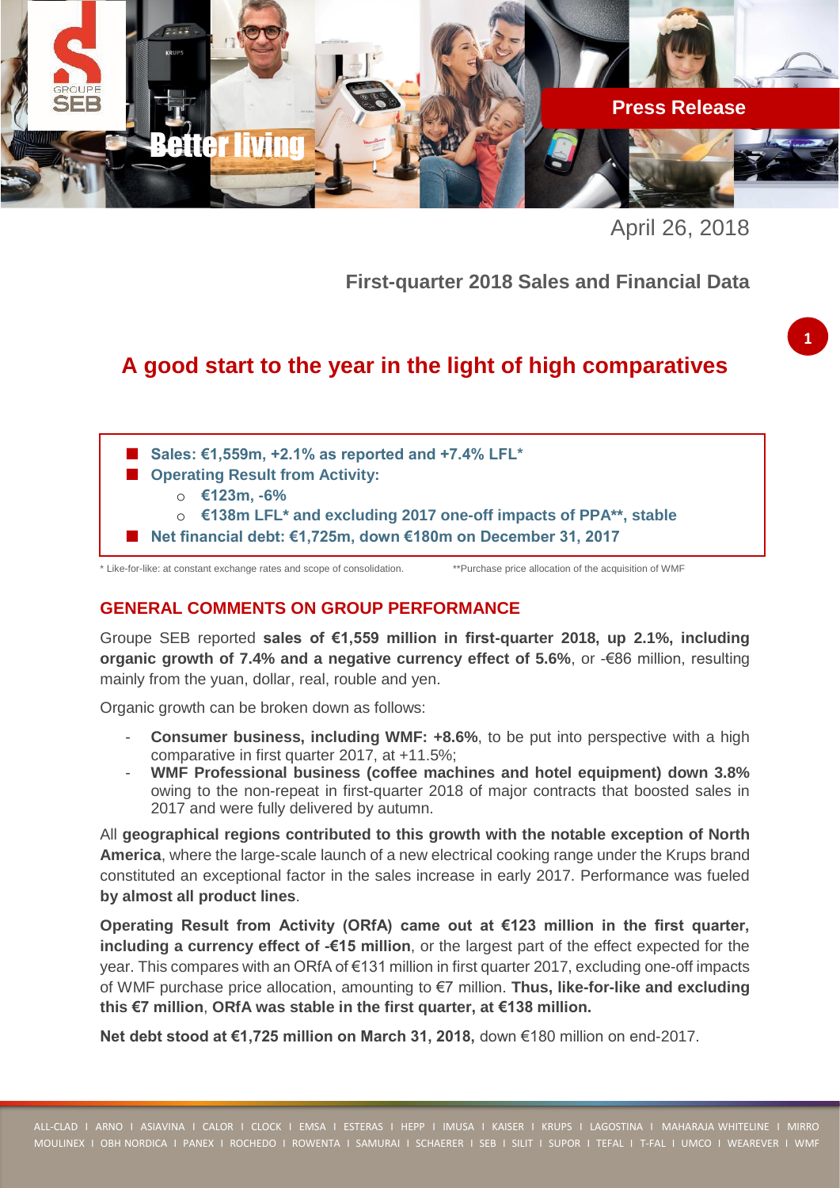April 26, 2018

**First-quarter 2018 Sales and Financial Data**

# A good start to the year in the light of high comparatives

- **Sales: €1,559m, +2.1% as reported and +7.4% LFL***
- **Operating Result from Activity:**
  - **€123m, -6%**
  - **€138m LFL* and excluding 2017 one-off impacts of PPA**, stable**
- **Net financial debt: €1,725m, down €180m on December 31, 2017**

\* Like-for-like: at constant exchange rates and scope of consolidation. **Purchase price allocation of the acquisition of WMF

## GENERAL COMMENTS ON GROUP PERFORMANCE

Groupe SEB reported **sales of €1,559 million in first-quarter 2018, up 2.1%, including organic growth of 7.4% and a negative currency effect of 5.6%**, or -€86 million, resulting mainly from the yuan, dollar, real, rouble and yen.

Organic growth can be broken down as follows:

- **Consumer business, including WMF: +8.6%**, to be put into perspective with a high comparative in first quarter 2017, at +11.5%;
- **WMF Professional business (coffee machines and hotel equipment) down 3.8%** owing to the non-repeat in first-quarter 2018 of major contracts that boosted sales in 2017 and were fully delivered by autumn.

All **geographical regions contributed to this growth with the notable exception of North America**, where the large-scale launch of a new electrical cooking range under the Krups brand constituted an exceptional factor in the sales increase in early 2017. Performance was fueled **by almost all product lines**.

**Operating Result from Activity (ORfA) came out at €123 million in the first quarter, including a currency effect of -€15 million**, or the largest part of the effect expected for the year. This compares with an ORfA of €131 million in first quarter 2017, excluding one-off impacts of WMF purchase price allocation, amounting to €7 million. **Thus, like-for-like and excluding this €7 million**, **ORfA was stable in the first quarter, at €138 million.**

**Net debt stood at €1,725 million on March 31, 2018,** down €180 million on end-2017.

ALL-CLAD I ARNO I ASIAVINA I CALOR I CLOCK I EMSA I ESTERAS I HEPP I IMUSA I KAISER I KRUPS I LAGOSTINA I MAHARAJA WHITELINE I MIRRO MOULINEX I OBH NORDICA I PANEX I ROCHEDO I ROWENTA I SAMURAI I SCHAERER I SEB I SILIT I SUPOR I TEFAL I T-FAL I UMCO I WEAREVER I WMF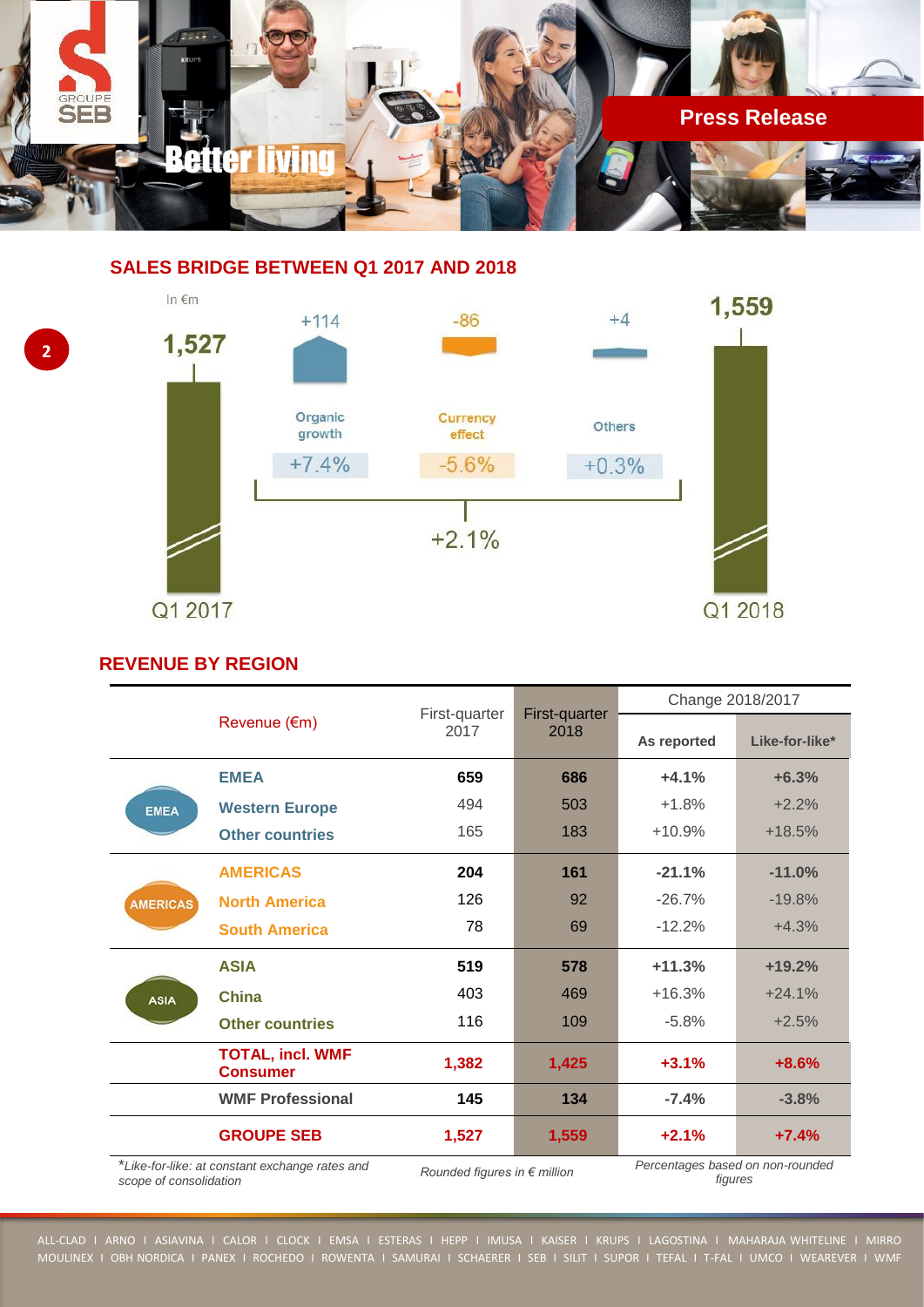## SALES BRIDGE BETWEEN Q1 2017 AND 2018

In €m

| | Value |
|---|---|
| Q1 2017 | 1,527 |
| Organic growth | +114 (+7.4%) |
| Currency effect | -86 (-5.6%) |
| Others | +4 (+0.3%) |
| Q1 2018 | 1,559 |

Total change: +2.1%

## REVENUE BY REGION

| Revenue (€m) | First-quarter 2017 | First-quarter 2018 | Change 2018/2017 | |
|---|---|---|---|---|
| | | | As reported | Like-for-like* |
| **EMEA** | **659** | **686** | **+4.1%** | **+6.3%** |
| Western Europe | 494 | 503 | +1.8% | +2.2% |
| Other countries | 165 | 183 | +10.9% | +18.5% |
| **AMERICAS** | **204** | **161** | **-21.1%** | **-11.0%** |
| North America | 126 | 92 | -26.7% | -19.8% |
| South America | 78 | 69 | -12.2% | +4.3% |
| **ASIA** | **519** | **578** | **+11.3%** | **+19.2%** |
| China | 403 | 469 | +16.3% | +24.1% |
| Other countries | 116 | 109 | -5.8% | +2.5% |
| **TOTAL, incl. WMF Consumer** | **1,382** | **1,425** | **+3.1%** | **+8.6%** |
| **WMF Professional** | **145** | **134** | **-7.4%** | **-3.8%** |
| **GROUPE SEB** | **1,527** | **1,559** | **+2.1%** | **+7.4%** |

*\*Like-for-like: at constant exchange rates and scope of consolidation*

*Rounded figures in € million*

*Percentages based on non-rounded figures*

ALL-CLAD I ARNO I ASIAVINA I CALOR I CLOCK I EMSA I ESTERAS I HEPP I IMUSA I KAISER I KRUPS I LAGOSTINA I MAHARAJA WHITELINE I MIRRO
MOULINEX I OBH NORDICA I PANEX I ROCHEDO I ROWENTA I SAMURAI I SCHAERER I SEB I SILIT I SUPOR I TEFAL I T-FAL I UMCO I WEAREVER I WMF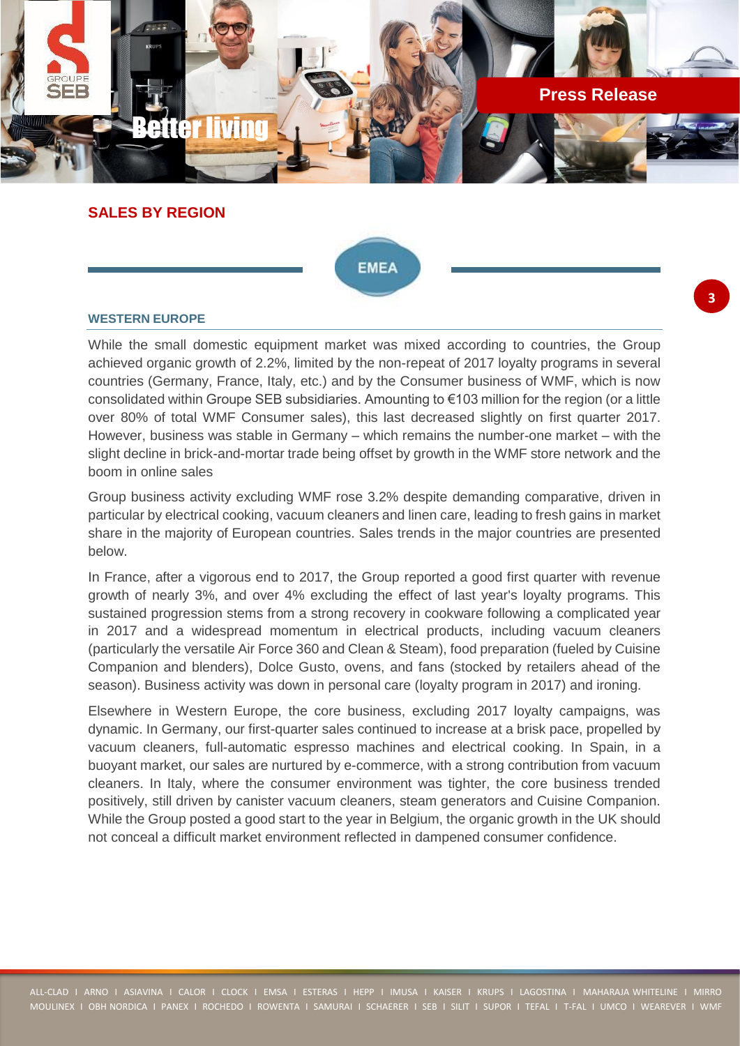## SALES BY REGION

### EMEA

#### WESTERN EUROPE

While the small domestic equipment market was mixed according to countries, the Group achieved organic growth of 2.2%, limited by the non-repeat of 2017 loyalty programs in several countries (Germany, France, Italy, etc.) and by the Consumer business of WMF, which is now consolidated within Groupe SEB subsidiaries. Amounting to €103 million for the region (or a little over 80% of total WMF Consumer sales), this last decreased slightly on first quarter 2017. However, business was stable in Germany – which remains the number-one market – with the slight decline in brick-and-mortar trade being offset by growth in the WMF store network and the boom in online sales

Group business activity excluding WMF rose 3.2% despite demanding comparative, driven in particular by electrical cooking, vacuum cleaners and linen care, leading to fresh gains in market share in the majority of European countries. Sales trends in the major countries are presented below.

In France, after a vigorous end to 2017, the Group reported a good first quarter with revenue growth of nearly 3%, and over 4% excluding the effect of last year's loyalty programs. This sustained progression stems from a strong recovery in cookware following a complicated year in 2017 and a widespread momentum in electrical products, including vacuum cleaners (particularly the versatile Air Force 360 and Clean & Steam), food preparation (fueled by Cuisine Companion and blenders), Dolce Gusto, ovens, and fans (stocked by retailers ahead of the season). Business activity was down in personal care (loyalty program in 2017) and ironing.

Elsewhere in Western Europe, the core business, excluding 2017 loyalty campaigns, was dynamic. In Germany, our first-quarter sales continued to increase at a brisk pace, propelled by vacuum cleaners, full-automatic espresso machines and electrical cooking. In Spain, in a buoyant market, our sales are nurtured by e-commerce, with a strong contribution from vacuum cleaners. In Italy, where the consumer environment was tighter, the core business trended positively, still driven by canister vacuum cleaners, steam generators and Cuisine Companion. While the Group posted a good start to the year in Belgium, the organic growth in the UK should not conceal a difficult market environment reflected in dampened consumer confidence.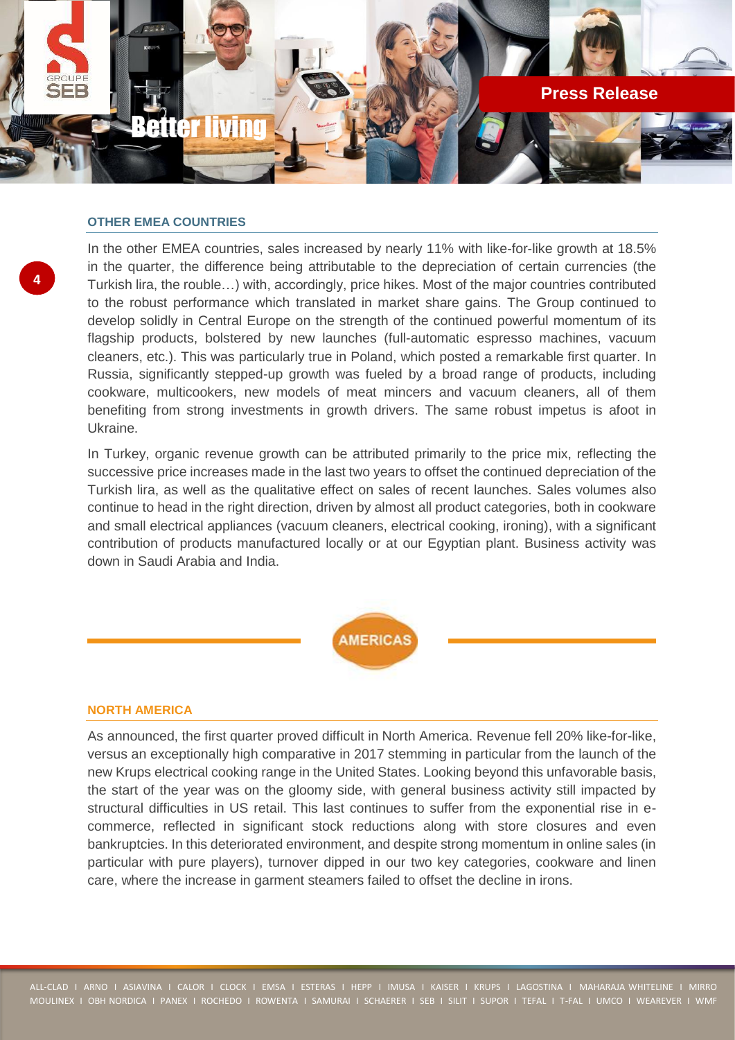#### OTHER EMEA COUNTRIES

In the other EMEA countries, sales increased by nearly 11% with like-for-like growth at 18.5% in the quarter, the difference being attributable to the depreciation of certain currencies (the Turkish lira, the rouble…) with, accordingly, price hikes. Most of the major countries contributed to the robust performance which translated in market share gains. The Group continued to develop solidly in Central Europe on the strength of the continued powerful momentum of its flagship products, bolstered by new launches (full-automatic espresso machines, vacuum cleaners, etc.). This was particularly true in Poland, which posted a remarkable first quarter. In Russia, significantly stepped-up growth was fueled by a broad range of products, including cookware, multicookers, new models of meat mincers and vacuum cleaners, all of them benefiting from strong investments in growth drivers. The same robust impetus is afoot in Ukraine.

In Turkey, organic revenue growth can be attributed primarily to the price mix, reflecting the successive price increases made in the last two years to offset the continued depreciation of the Turkish lira, as well as the qualitative effect on sales of recent launches. Sales volumes also continue to head in the right direction, driven by almost all product categories, both in cookware and small electrical appliances (vacuum cleaners, electrical cooking, ironing), with a significant contribution of products manufactured locally or at our Egyptian plant. Business activity was down in Saudi Arabia and India.

## AMERICAS

#### NORTH AMERICA

As announced, the first quarter proved difficult in North America. Revenue fell 20% like-for-like, versus an exceptionally high comparative in 2017 stemming in particular from the launch of the new Krups electrical cooking range in the United States. Looking beyond this unfavorable basis, the start of the year was on the gloomy side, with general business activity still impacted by structural difficulties in US retail. This last continues to suffer from the exponential rise in e-commerce, reflected in significant stock reductions along with store closures and even bankruptcies. In this deteriorated environment, and despite strong momentum in online sales (in particular with pure players), turnover dipped in our two key categories, cookware and linen care, where the increase in garment steamers failed to offset the decline in irons.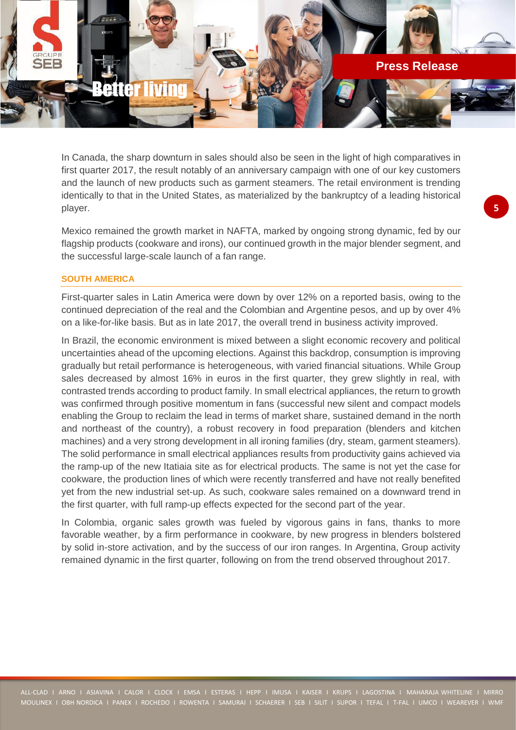In Canada, the sharp downturn in sales should also be seen in the light of high comparatives in first quarter 2017, the result notably of an anniversary campaign with one of our key customers and the launch of new products such as garment steamers. The retail environment is trending identically to that in the United States, as materialized by the bankruptcy of a leading historical player.

Mexico remained the growth market in NAFTA, marked by ongoing strong dynamic, fed by our flagship products (cookware and irons), our continued growth in the major blender segment, and the successful large-scale launch of a fan range.

#### SOUTH AMERICA

First-quarter sales in Latin America were down by over 12% on a reported basis, owing to the continued depreciation of the real and the Colombian and Argentine pesos, and up by over 4% on a like-for-like basis. But as in late 2017, the overall trend in business activity improved.

In Brazil, the economic environment is mixed between a slight economic recovery and political uncertainties ahead of the upcoming elections. Against this backdrop, consumption is improving gradually but retail performance is heterogeneous, with varied financial situations. While Group sales decreased by almost 16% in euros in the first quarter, they grew slightly in real, with contrasted trends according to product family. In small electrical appliances, the return to growth was confirmed through positive momentum in fans (successful new silent and compact models enabling the Group to reclaim the lead in terms of market share, sustained demand in the north and northeast of the country), a robust recovery in food preparation (blenders and kitchen machines) and a very strong development in all ironing families (dry, steam, garment steamers). The solid performance in small electrical appliances results from productivity gains achieved via the ramp-up of the new Itatiaia site as for electrical products. The same is not yet the case for cookware, the production lines of which were recently transferred and have not really benefited yet from the new industrial set-up. As such, cookware sales remained on a downward trend in the first quarter, with full ramp-up effects expected for the second part of the year.

In Colombia, organic sales growth was fueled by vigorous gains in fans, thanks to more favorable weather, by a firm performance in cookware, by new progress in blenders bolstered by solid in-store activation, and by the success of our iron ranges. In Argentina, Group activity remained dynamic in the first quarter, following on from the trend observed throughout 2017.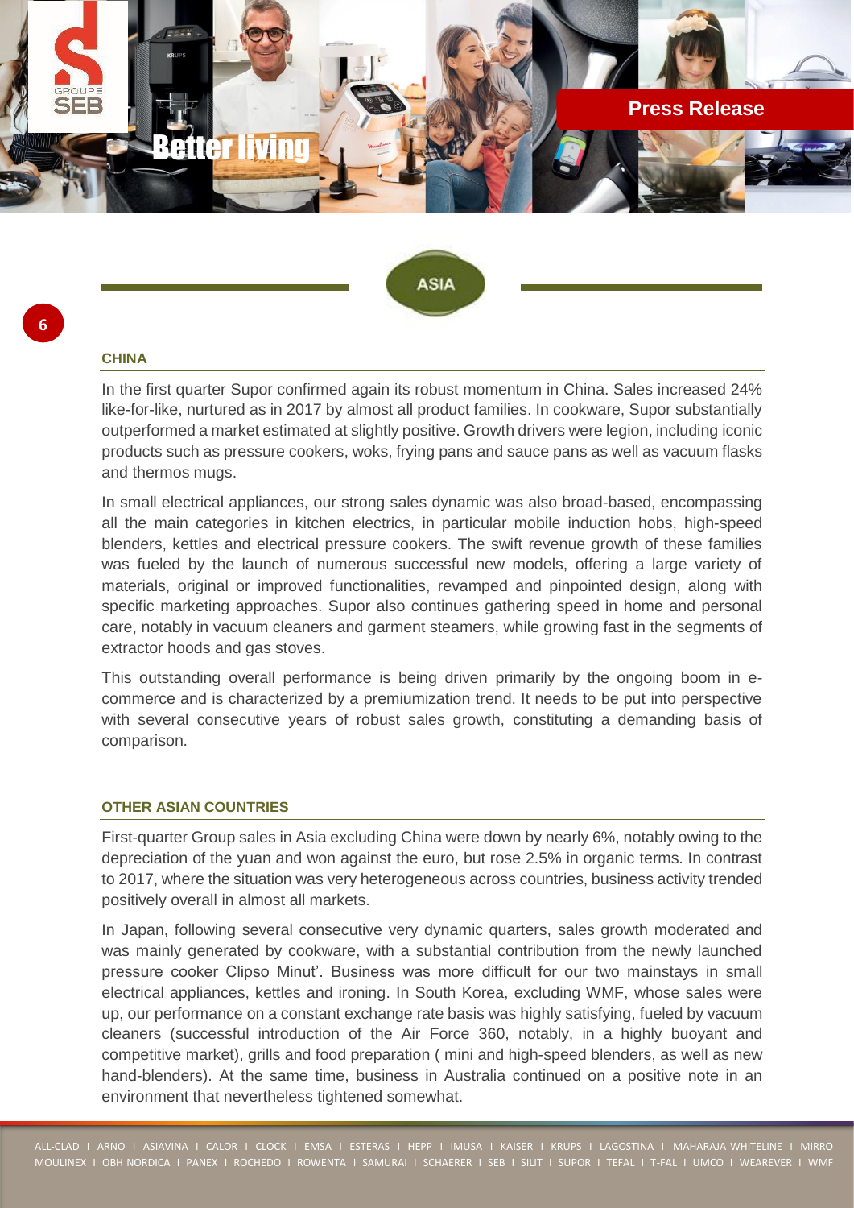## ASIA

### CHINA

In the first quarter Supor confirmed again its robust momentum in China. Sales increased 24% like-for-like, nurtured as in 2017 by almost all product families. In cookware, Supor substantially outperformed a market estimated at slightly positive. Growth drivers were legion, including iconic products such as pressure cookers, woks, frying pans and sauce pans as well as vacuum flasks and thermos mugs.

In small electrical appliances, our strong sales dynamic was also broad-based, encompassing all the main categories in kitchen electrics, in particular mobile induction hobs, high-speed blenders, kettles and electrical pressure cookers. The swift revenue growth of these families was fueled by the launch of numerous successful new models, offering a large variety of materials, original or improved functionalities, revamped and pinpointed design, along with specific marketing approaches. Supor also continues gathering speed in home and personal care, notably in vacuum cleaners and garment steamers, while growing fast in the segments of extractor hoods and gas stoves.

This outstanding overall performance is being driven primarily by the ongoing boom in e-commerce and is characterized by a premiumization trend. It needs to be put into perspective with several consecutive years of robust sales growth, constituting a demanding basis of comparison.

### OTHER ASIAN COUNTRIES

First-quarter Group sales in Asia excluding China were down by nearly 6%, notably owing to the depreciation of the yuan and won against the euro, but rose 2.5% in organic terms. In contrast to 2017, where the situation was very heterogeneous across countries, business activity trended positively overall in almost all markets.

In Japan, following several consecutive very dynamic quarters, sales growth moderated and was mainly generated by cookware, with a substantial contribution from the newly launched pressure cooker Clipso Minut'. Business was more difficult for our two mainstays in small electrical appliances, kettles and ironing. In South Korea, excluding WMF, whose sales were up, our performance on a constant exchange rate basis was highly satisfying, fueled by vacuum cleaners (successful introduction of the Air Force 360, notably, in a highly buoyant and competitive market), grills and food preparation ( mini and high-speed blenders, as well as new hand-blenders). At the same time, business in Australia continued on a positive note in an environment that nevertheless tightened somewhat.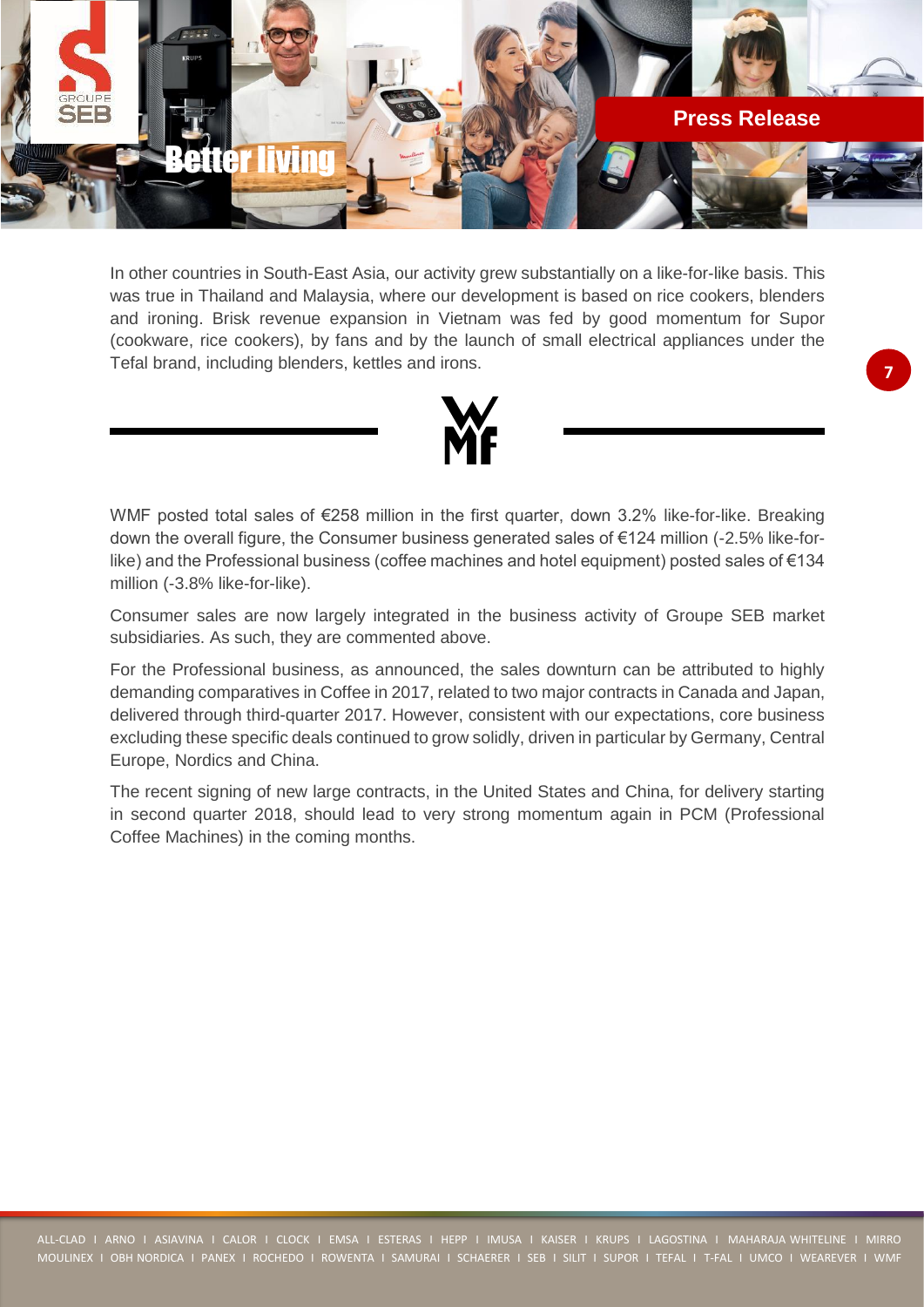In other countries in South-East Asia, our activity grew substantially on a like-for-like basis. This was true in Thailand and Malaysia, where our development is based on rice cookers, blenders and ironing. Brisk revenue expansion in Vietnam was fed by good momentum for Supor (cookware, rice cookers), by fans and by the launch of small electrical appliances under the Tefal brand, including blenders, kettles and irons.

## WMF

WMF posted total sales of €258 million in the first quarter, down 3.2% like-for-like. Breaking down the overall figure, the Consumer business generated sales of €124 million (-2.5% like-for-like) and the Professional business (coffee machines and hotel equipment) posted sales of €134 million (-3.8% like-for-like).

Consumer sales are now largely integrated in the business activity of Groupe SEB market subsidiaries. As such, they are commented above.

For the Professional business, as announced, the sales downturn can be attributed to highly demanding comparatives in Coffee in 2017, related to two major contracts in Canada and Japan, delivered through third-quarter 2017. However, consistent with our expectations, core business excluding these specific deals continued to grow solidly, driven in particular by Germany, Central Europe, Nordics and China.

The recent signing of new large contracts, in the United States and China, for delivery starting in second quarter 2018, should lead to very strong momentum again in PCM (Professional Coffee Machines) in the coming months.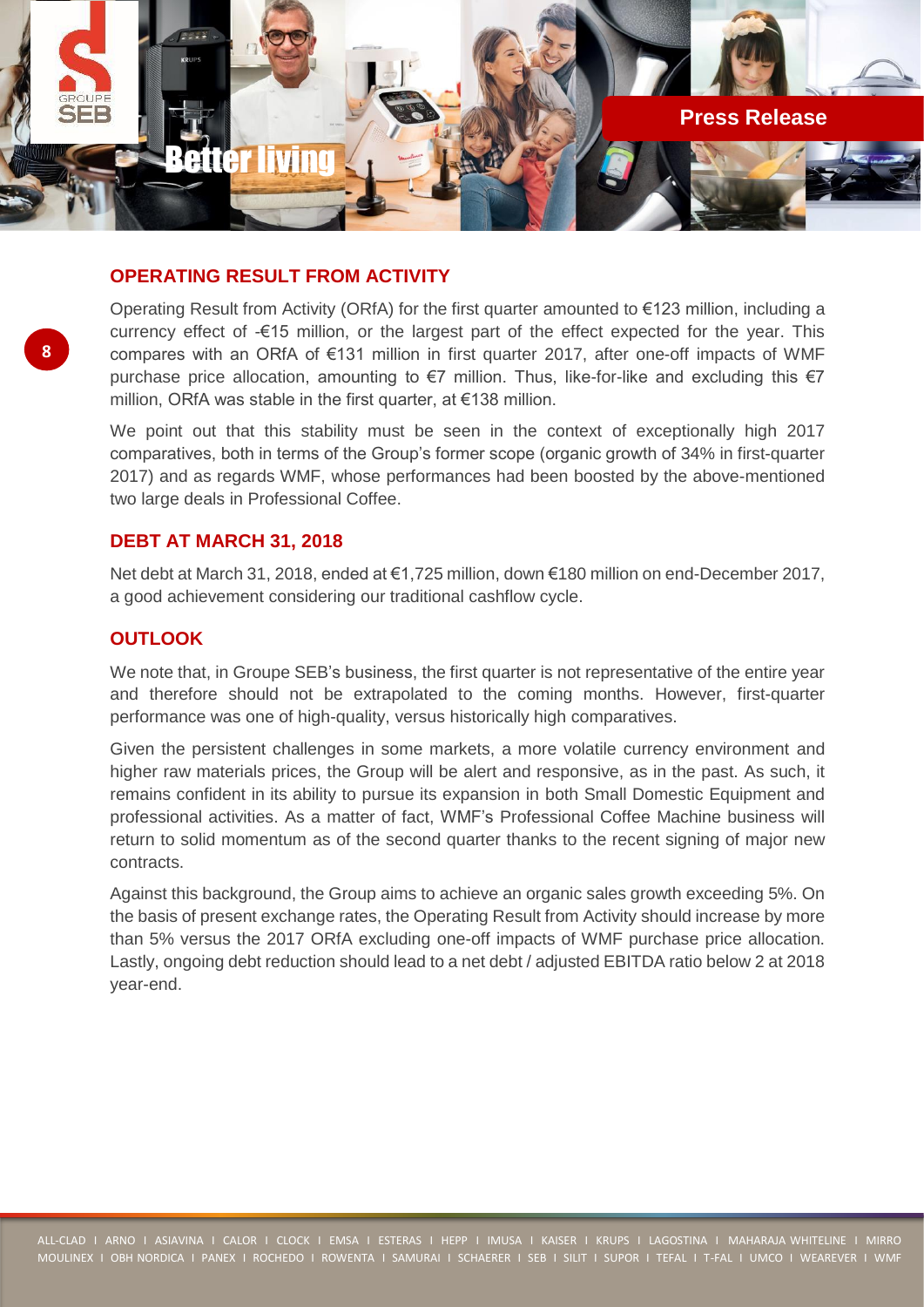## OPERATING RESULT FROM ACTIVITY

Operating Result from Activity (ORfA) for the first quarter amounted to €123 million, including a currency effect of -€15 million, or the largest part of the effect expected for the year. This compares with an ORfA of €131 million in first quarter 2017, after one-off impacts of WMF purchase price allocation, amounting to €7 million. Thus, like-for-like and excluding this €7 million, ORfA was stable in the first quarter, at €138 million.

We point out that this stability must be seen in the context of exceptionally high 2017 comparatives, both in terms of the Group's former scope (organic growth of 34% in first-quarter 2017) and as regards WMF, whose performances had been boosted by the above-mentioned two large deals in Professional Coffee.

## DEBT AT MARCH 31, 2018

Net debt at March 31, 2018, ended at €1,725 million, down €180 million on end-December 2017, a good achievement considering our traditional cashflow cycle.

## OUTLOOK

We note that, in Groupe SEB's business, the first quarter is not representative of the entire year and therefore should not be extrapolated to the coming months. However, first-quarter performance was one of high-quality, versus historically high comparatives.

Given the persistent challenges in some markets, a more volatile currency environment and higher raw materials prices, the Group will be alert and responsive, as in the past. As such, it remains confident in its ability to pursue its expansion in both Small Domestic Equipment and professional activities. As a matter of fact, WMF's Professional Coffee Machine business will return to solid momentum as of the second quarter thanks to the recent signing of major new contracts.

Against this background, the Group aims to achieve an organic sales growth exceeding 5%. On the basis of present exchange rates, the Operating Result from Activity should increase by more than 5% versus the 2017 ORfA excluding one-off impacts of WMF purchase price allocation. Lastly, ongoing debt reduction should lead to a net debt / adjusted EBITDA ratio below 2 at 2018 year-end.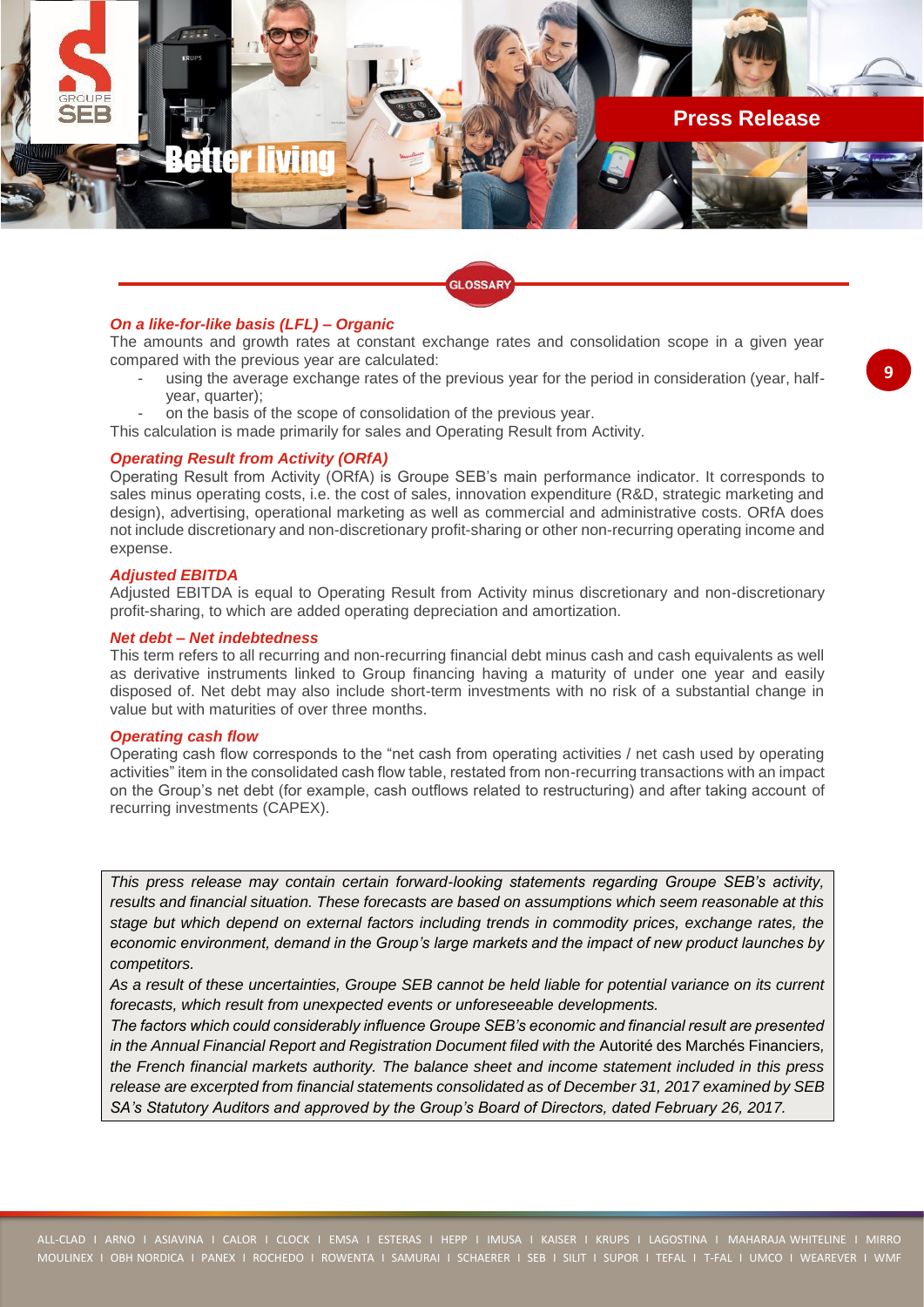## GLOSSARY

### *On a like-for-like basis (LFL) – Organic*

The amounts and growth rates at constant exchange rates and consolidation scope in a given year compared with the previous year are calculated:

- using the average exchange rates of the previous year for the period in consideration (year, half-year, quarter);
- on the basis of the scope of consolidation of the previous year.

This calculation is made primarily for sales and Operating Result from Activity.

### *Operating Result from Activity (ORfA)*

Operating Result from Activity (ORfA) is Groupe SEB's main performance indicator. It corresponds to sales minus operating costs, i.e. the cost of sales, innovation expenditure (R&D, strategic marketing and design), advertising, operational marketing as well as commercial and administrative costs. ORfA does not include discretionary and non-discretionary profit-sharing or other non-recurring operating income and expense.

### *Adjusted EBITDA*

Adjusted EBITDA is equal to Operating Result from Activity minus discretionary and non-discretionary profit-sharing, to which are added operating depreciation and amortization.

### *Net debt – Net indebtedness*

This term refers to all recurring and non-recurring financial debt minus cash and cash equivalents as well as derivative instruments linked to Group financing having a maturity of under one year and easily disposed of. Net debt may also include short-term investments with no risk of a substantial change in value but with maturities of over three months.

### *Operating cash flow*

Operating cash flow corresponds to the "net cash from operating activities / net cash used by operating activities" item in the consolidated cash flow table, restated from non-recurring transactions with an impact on the Group's net debt (for example, cash outflows related to restructuring) and after taking account of recurring investments (CAPEX).

*This press release may contain certain forward-looking statements regarding Groupe SEB's activity, results and financial situation. These forecasts are based on assumptions which seem reasonable at this stage but which depend on external factors including trends in commodity prices, exchange rates, the economic environment, demand in the Group's large markets and the impact of new product launches by competitors.*

*As a result of these uncertainties, Groupe SEB cannot be held liable for potential variance on its current forecasts, which result from unexpected events or unforeseeable developments.*

*The factors which could considerably influence Groupe SEB's economic and financial result are presented in the Annual Financial Report and Registration Document filed with the* Autorité des Marchés Financiers, *the French financial markets authority. The balance sheet and income statement included in this press release are excerpted from financial statements consolidated as of December 31, 2017 examined by SEB SA's Statutory Auditors and approved by the Group's Board of Directors, dated February 26, 2017.*

ALL-CLAD I ARNO I ASIAVINA I CALOR I CLOCK I EMSA I ESTERAS I HEPP I IMUSA I KAISER I KRUPS I LAGOSTINA I MAHARAJA WHITELINE I MIRRO MOULINEX I OBH NORDICA I PANEX I ROCHEDO I ROWENTA I SAMURAI I SCHAERER I SEB I SILIT I SUPOR I TEFAL I T-FAL I UMCO I WEAREVER I WMF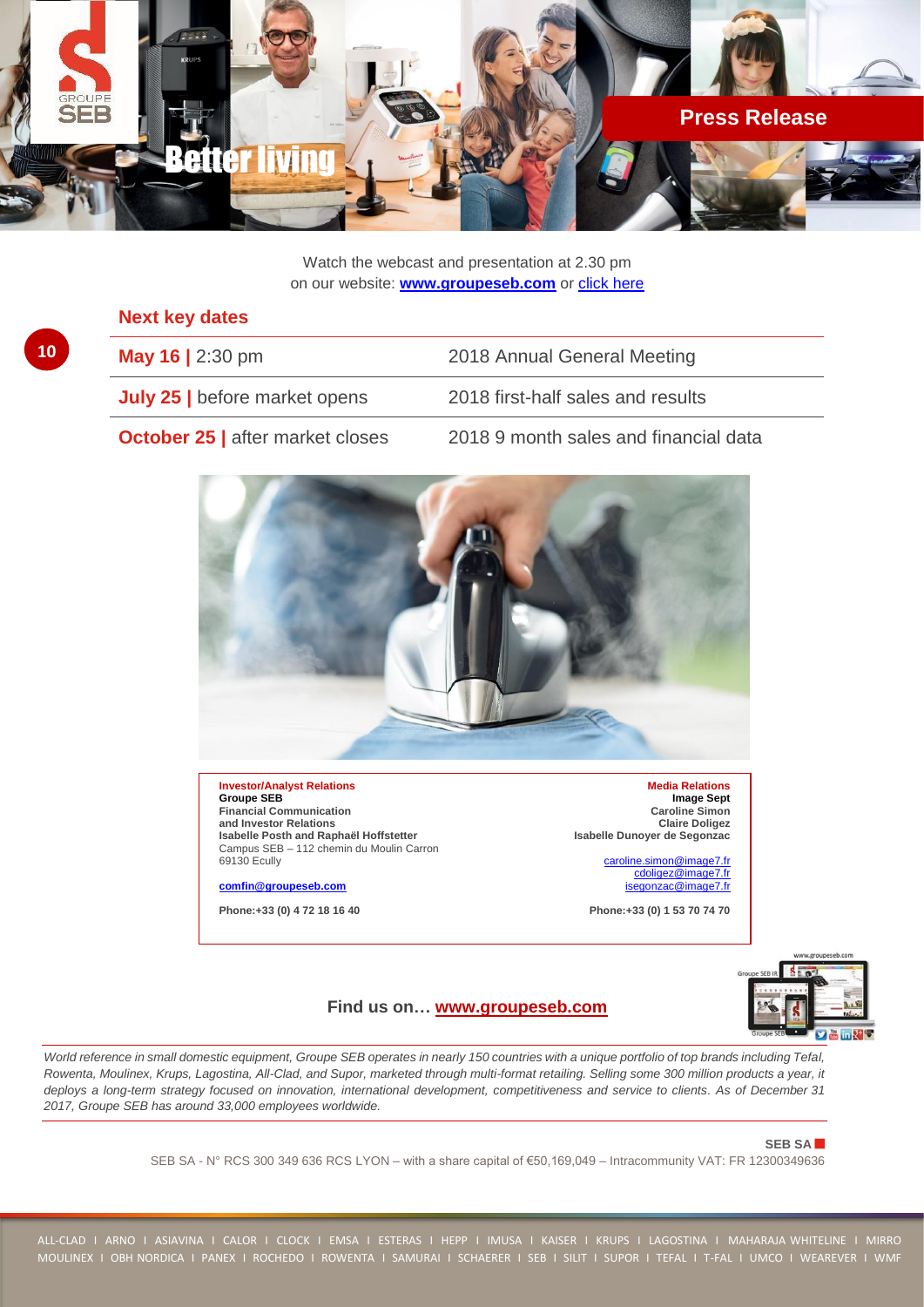Press Release

Watch the webcast and presentation at 2.30 pm
on our website: **www.groupeseb.com** or click here

## Next key dates

| | |
|---|---|
| **May 16 \|** 2:30 pm | 2018 Annual General Meeting |
| **July 25 \|** before market opens | 2018 first-half sales and results |
| **October 25 \|** after market closes | 2018 9 month sales and financial data |

**Investor/Analyst Relations**
**Groupe SEB**
**Financial Communication**
**and Investor Relations**
**Isabelle Posth and Raphaël Hoffstetter**
Campus SEB – 112 chemin du Moulin Carron
69130 Ecully

**comfin@groupeseb.com**

**Phone:+33 (0) 4 72 18 16 40**

**Media Relations**
**Image Sept**
**Caroline Simon**
**Claire Doligez**
**Isabelle Dunoyer de Segonzac**

caroline.simon@image7.fr
cdoligez@image7.fr
isegonzac@image7.fr

**Phone:+33 (0) 1 53 70 74 70**

**Find us on… www.groupeseb.com**

*World reference in small domestic equipment, Groupe SEB operates in nearly 150 countries with a unique portfolio of top brands including Tefal, Rowenta, Moulinex, Krups, Lagostina, All-Clad, and Supor, marketed through multi-format retailing. Selling some 300 million products a year, it deploys a long-term strategy focused on innovation, international development, competitiveness and service to clients. As of December 31 2017, Groupe SEB has around 33,000 employees worldwide.*

**SEB SA**

SEB SA - N° RCS 300 349 636 RCS LYON – with a share capital of €50,169,049 – Intracommunity VAT: FR 12300349636

ALL-CLAD I ARNO I ASIAVINA I CALOR I CLOCK I EMSA I ESTERAS I HEPP I IMUSA I KAISER I KRUPS I LAGOSTINA I MAHARAJA WHITELINE I MIRRO
MOULINEX I OBH NORDICA I PANEX I ROCHEDO I ROWENTA I SAMURAI I SCHAERER I SEB I SILIT I SUPOR I TEFAL I T-FAL I UMCO I WEAREVER I WMF